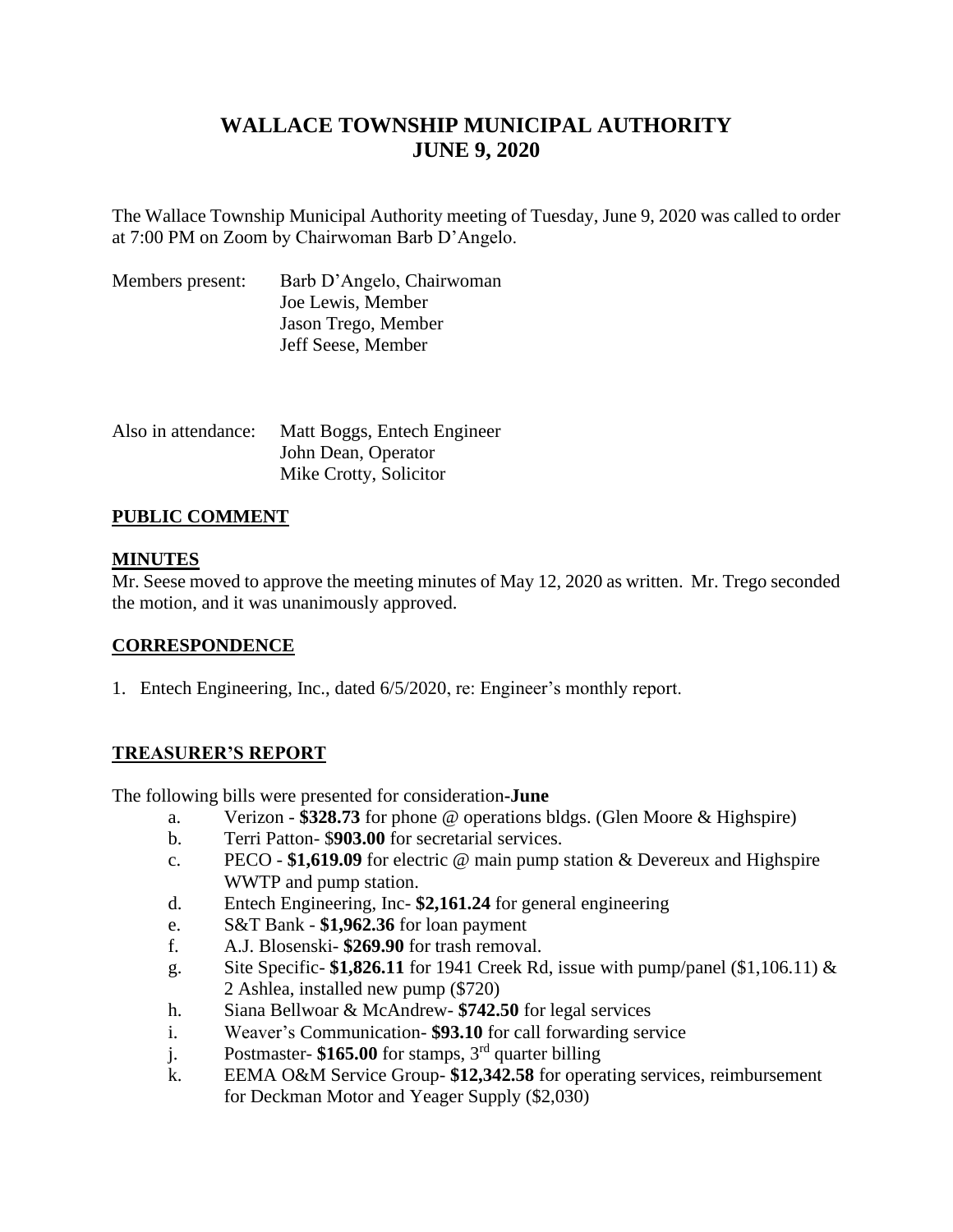# WALLACE TOWNSHIP MUNICIPAL AUTHORITY
# JUNE 9, 2020

The Wallace Township Municipal Authority meeting of Tuesday, June 9, 2020 was called to order at 7:00 PM on Zoom by Chairwoman Barb D'Angelo.

Members present: Barb D'Angelo, Chairwoman
Joe Lewis, Member
Jason Trego, Member
Jeff Seese, Member

Also in attendance: Matt Boggs, Entech Engineer
John Dean, Operator
Mike Crotty, Solicitor

## PUBLIC COMMENT

## MINUTES

Mr. Seese moved to approve the meeting minutes of May 12, 2020 as written. Mr. Trego seconded the motion, and it was unanimously approved.

## CORRESPONDENCE

1. Entech Engineering, Inc., dated 6/5/2020, re: Engineer's monthly report.

## TREASURER'S REPORT

The following bills were presented for consideration-**June**

a. Verizon - **$328.73** for phone @ operations bldgs. (Glen Moore & Highspire)
b. Terri Patton- $**903.00** for secretarial services.
c. PECO - **$1,619.09** for electric @ main pump station & Devereux and Highspire WWTP and pump station.
d. Entech Engineering, Inc- **$2,161.24** for general engineering
e. S&T Bank - **$1,962.36** for loan payment
f. A.J. Blosenski- **$269.90** for trash removal.
g. Site Specific- **$1,826.11** for 1941 Creek Rd, issue with pump/panel ($1,106.11) & 2 Ashlea, installed new pump ($720)
h. Siana Bellwoar & McAndrew- **$742.50** for legal services
i. Weaver's Communication- **$93.10** for call forwarding service
j. Postmaster- **$165.00** for stamps, 3rd quarter billing
k. EEMA O&M Service Group- **$12,342.58** for operating services, reimbursement for Deckman Motor and Yeager Supply ($2,030)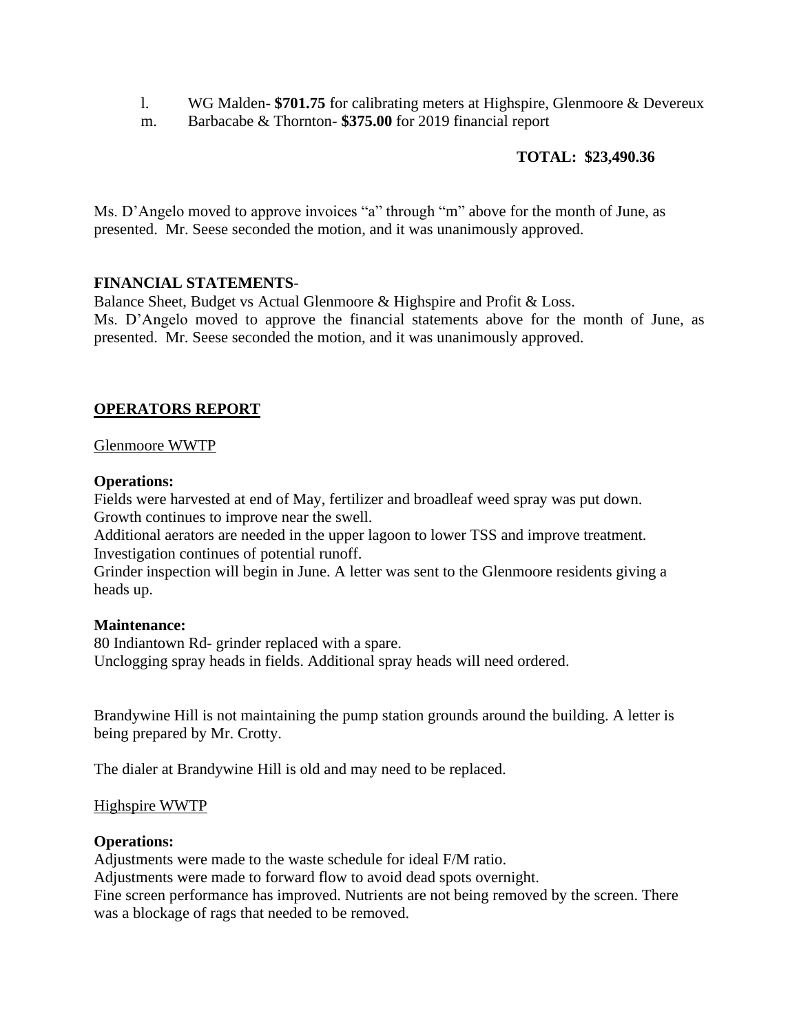l. WG Malden- **$701.75** for calibrating meters at Highspire, Glenmoore & Devereux
m. Barbacabe & Thornton- **$375.00** for 2019 financial report

**TOTAL: $23,490.36**

Ms. D'Angelo moved to approve invoices "a" through "m" above for the month of June, as presented. Mr. Seese seconded the motion, and it was unanimously approved.

**FINANCIAL STATEMENTS**-

Balance Sheet, Budget vs Actual Glenmoore & Highspire and Profit & Loss.

Ms. D'Angelo moved to approve the financial statements above for the month of June, as presented. Mr. Seese seconded the motion, and it was unanimously approved.

## OPERATORS REPORT

Glenmoore WWTP

**Operations:**

Fields were harvested at end of May, fertilizer and broadleaf weed spray was put down.
Growth continues to improve near the swell.
Additional aerators are needed in the upper lagoon to lower TSS and improve treatment.
Investigation continues of potential runoff.
Grinder inspection will begin in June. A letter was sent to the Glenmoore residents giving a heads up.

**Maintenance:**

80 Indiantown Rd- grinder replaced with a spare.
Unclogging spray heads in fields. Additional spray heads will need ordered.

Brandywine Hill is not maintaining the pump station grounds around the building. A letter is being prepared by Mr. Crotty.

The dialer at Brandywine Hill is old and may need to be replaced.

Highspire WWTP

**Operations:**

Adjustments were made to the waste schedule for ideal F/M ratio.
Adjustments were made to forward flow to avoid dead spots overnight.
Fine screen performance has improved. Nutrients are not being removed by the screen. There was a blockage of rags that needed to be removed.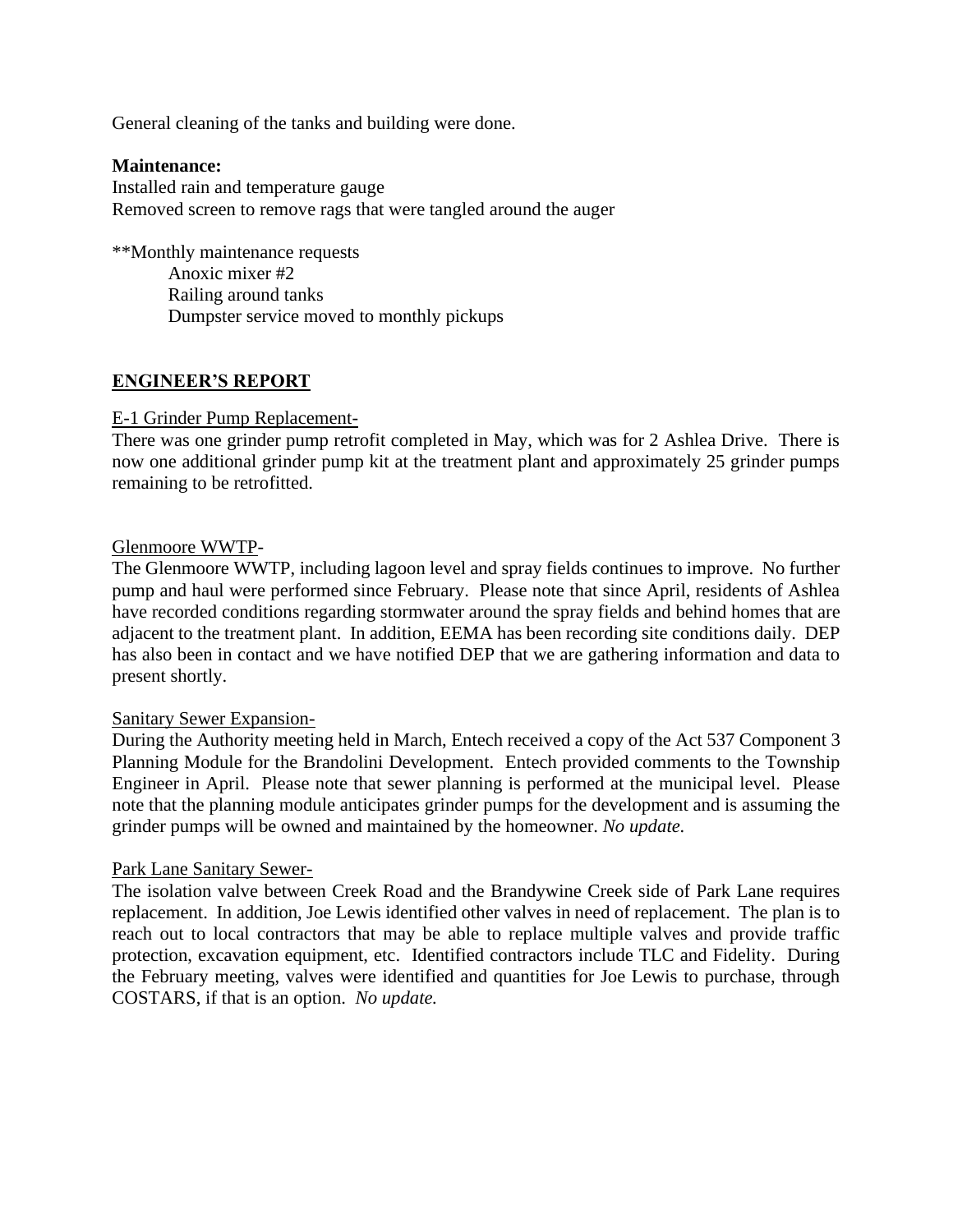General cleaning of the tanks and building were done.

**Maintenance:**
Installed rain and temperature gauge
Removed screen to remove rags that were tangled around the auger

**Monthly maintenance requests
- Anoxic mixer #2
- Railing around tanks
- Dumpster service moved to monthly pickups

## ENGINEER'S REPORT

E-1 Grinder Pump Replacement-
There was one grinder pump retrofit completed in May, which was for 2 Ashlea Drive. There is now one additional grinder pump kit at the treatment plant and approximately 25 grinder pumps remaining to be retrofitted.

Glenmoore WWTP-
The Glenmoore WWTP, including lagoon level and spray fields continues to improve. No further pump and haul were performed since February. Please note that since April, residents of Ashlea have recorded conditions regarding stormwater around the spray fields and behind homes that are adjacent to the treatment plant. In addition, EEMA has been recording site conditions daily. DEP has also been in contact and we have notified DEP that we are gathering information and data to present shortly.

Sanitary Sewer Expansion-
During the Authority meeting held in March, Entech received a copy of the Act 537 Component 3 Planning Module for the Brandolini Development. Entech provided comments to the Township Engineer in April. Please note that sewer planning is performed at the municipal level. Please note that the planning module anticipates grinder pumps for the development and is assuming the grinder pumps will be owned and maintained by the homeowner. *No update.*

Park Lane Sanitary Sewer-
The isolation valve between Creek Road and the Brandywine Creek side of Park Lane requires replacement. In addition, Joe Lewis identified other valves in need of replacement. The plan is to reach out to local contractors that may be able to replace multiple valves and provide traffic protection, excavation equipment, etc. Identified contractors include TLC and Fidelity. During the February meeting, valves were identified and quantities for Joe Lewis to purchase, through COSTARS, if that is an option. *No update.*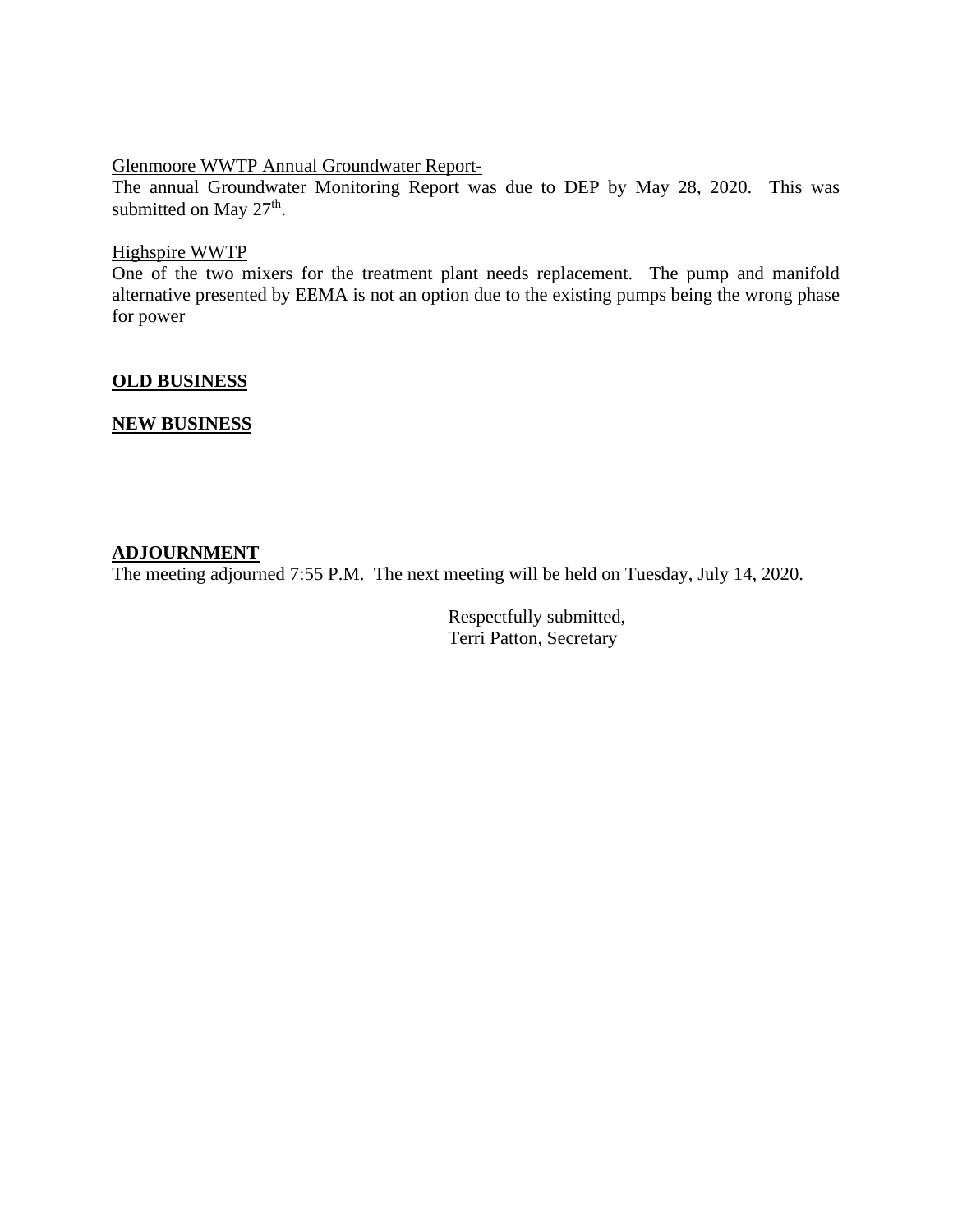Glenmoore WWTP Annual Groundwater Report-

The annual Groundwater Monitoring Report was due to DEP by May 28, 2020. This was submitted on May 27th.

Highspire WWTP

One of the two mixers for the treatment plant needs replacement. The pump and manifold alternative presented by EEMA is not an option due to the existing pumps being the wrong phase for power

**OLD BUSINESS**

**NEW BUSINESS**

**ADJOURNMENT**

The meeting adjourned 7:55 P.M. The next meeting will be held on Tuesday, July 14, 2020.

Respectfully submitted,
Terri Patton, Secretary